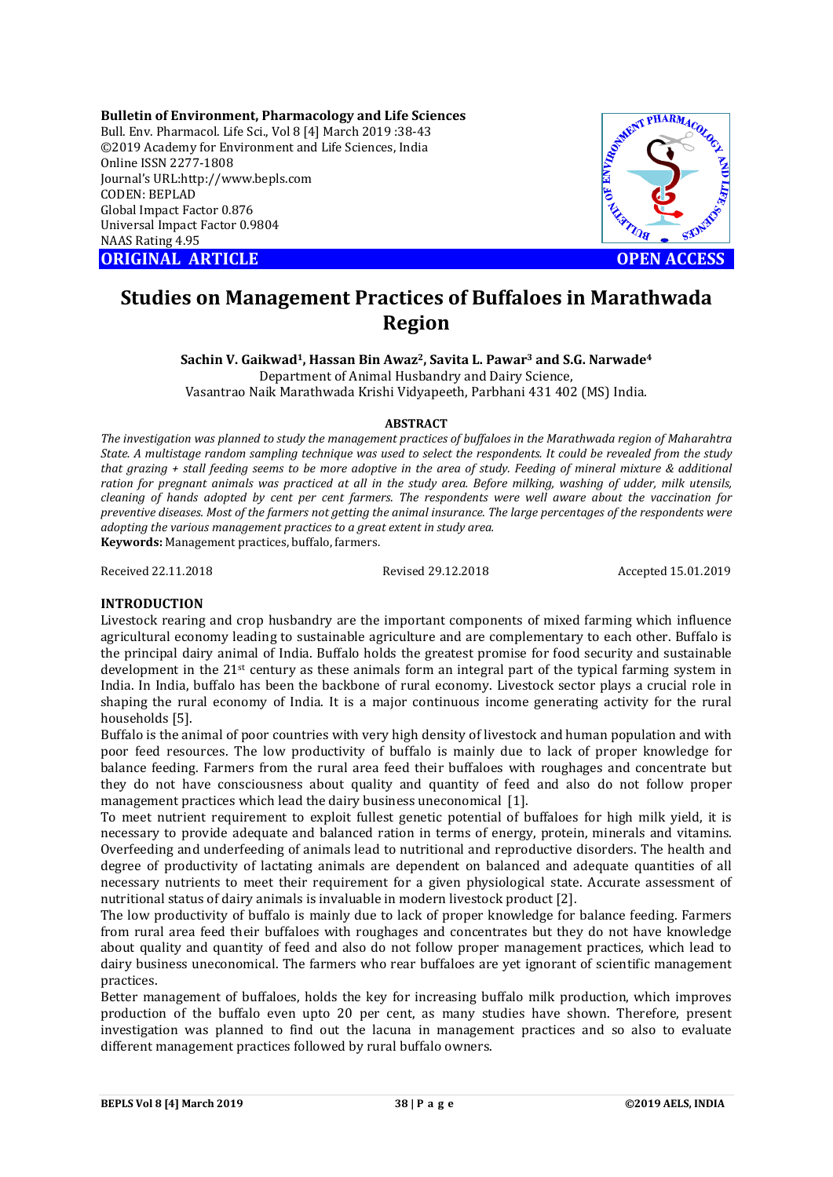**Bulletin of Environment, Pharmacology and Life Sciences**
Bull. Env. Pharmacol. Life Sci., Vol 8 [4] March 2019 :38-43
©2019 Academy for Environment and Life Sciences, India
Online ISSN 2277-1808
Journal's URL:http://www.bepls.com
CODEN: BEPLAD
Global Impact Factor 0.876
Universal Impact Factor 0.9804
NAAS Rating 4.95

**ORIGINAL ARTICLE** **OPEN ACCESS**

# Studies on Management Practices of Buffaloes in Marathwada Region

**Sachin V. Gaikwad[1], Hassan Bin Awaz[2], Savita L. Pawar[3] and S.G. Narwade[4]**
Department of Animal Husbandry and Dairy Science,
Vasantrao Naik Marathwada Krishi Vidyapeeth, Parbhani 431 402 (MS) India.

## ABSTRACT

*The investigation was planned to study the management practices of buffaloes in the Marathwada region of Maharahtra State. A multistage random sampling technique was used to select the respondents. It could be revealed from the study that grazing + stall feeding seems to be more adoptive in the area of study. Feeding of mineral mixture & additional ration for pregnant animals was practiced at all in the study area. Before milking, washing of udder, milk utensils, cleaning of hands adopted by cent per cent farmers. The respondents were well aware about the vaccination for preventive diseases. Most of the farmers not getting the animal insurance. The large percentages of the respondents were adopting the various management practices to a great extent in study area.*

**Keywords:** Management practices, buffalo, farmers.

Received 22.11.2018 Revised 29.12.2018 Accepted 15.01.2019

## INTRODUCTION

Livestock rearing and crop husbandry are the important components of mixed farming which influence agricultural economy leading to sustainable agriculture and are complementary to each other. Buffalo is the principal dairy animal of India. Buffalo holds the greatest promise for food security and sustainable development in the 21st century as these animals form an integral part of the typical farming system in India. In India, buffalo has been the backbone of rural economy. Livestock sector plays a crucial role in shaping the rural economy of India. It is a major continuous income generating activity for the rural households [5].

Buffalo is the animal of poor countries with very high density of livestock and human population and with poor feed resources. The low productivity of buffalo is mainly due to lack of proper knowledge for balance feeding. Farmers from the rural area feed their buffaloes with roughages and concentrate but they do not have consciousness about quality and quantity of feed and also do not follow proper management practices which lead the dairy business uneconomical [1].

To meet nutrient requirement to exploit fullest genetic potential of buffaloes for high milk yield, it is necessary to provide adequate and balanced ration in terms of energy, protein, minerals and vitamins. Overfeeding and underfeeding of animals lead to nutritional and reproductive disorders. The health and degree of productivity of lactating animals are dependent on balanced and adequate quantities of all necessary nutrients to meet their requirement for a given physiological state. Accurate assessment of nutritional status of dairy animals is invaluable in modern livestock product [2].

The low productivity of buffalo is mainly due to lack of proper knowledge for balance feeding. Farmers from rural area feed their buffaloes with roughages and concentrates but they do not have knowledge about quality and quantity of feed and also do not follow proper management practices, which lead to dairy business uneconomical. The farmers who rear buffaloes are yet ignorant of scientific management practices.

Better management of buffaloes, holds the key for increasing buffalo milk production, which improves production of the buffalo even upto 20 per cent, as many studies have shown. Therefore, present investigation was planned to find out the lacuna in management practices and so also to evaluate different management practices followed by rural buffalo owners.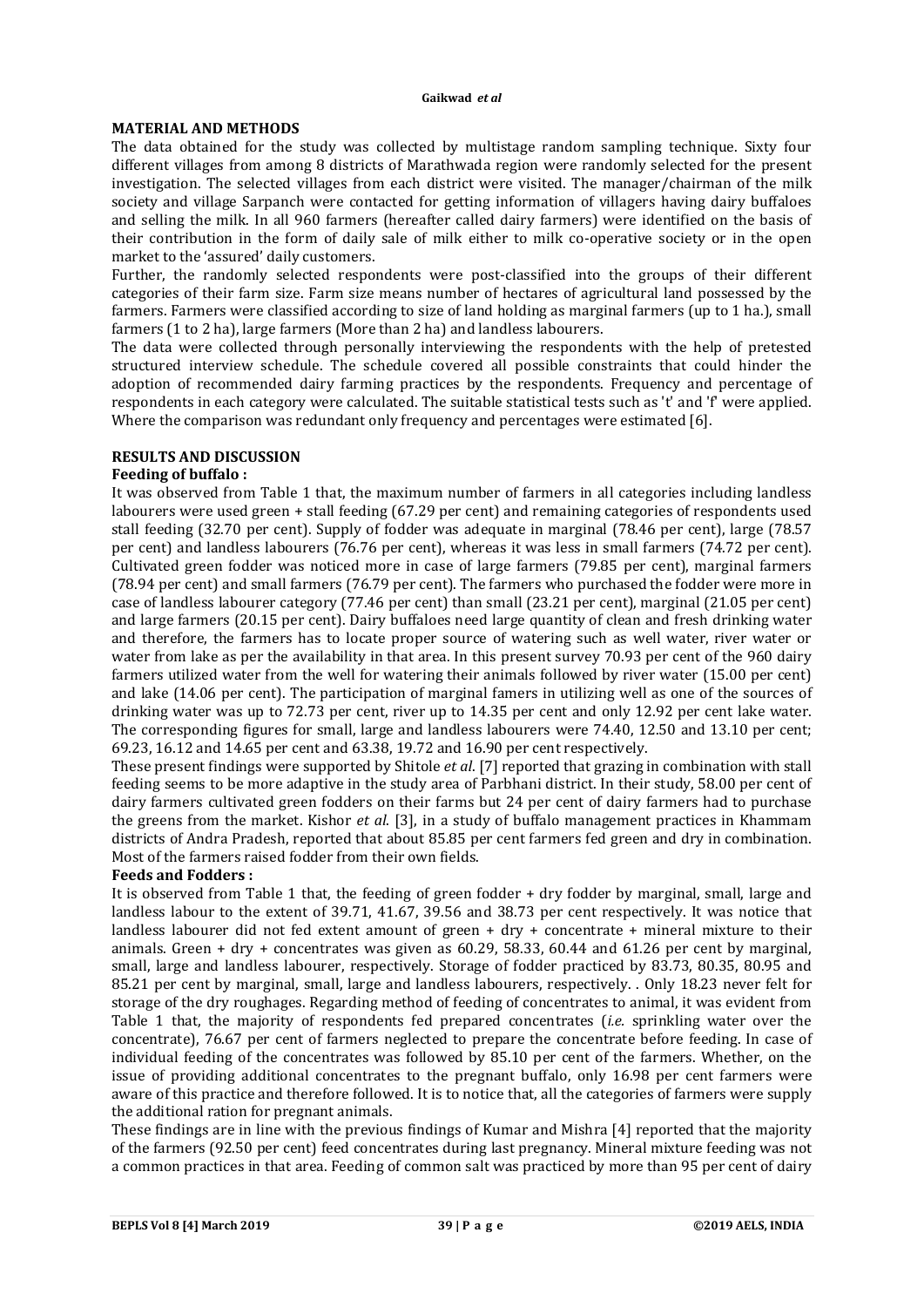## MATERIAL AND METHODS

The data obtained for the study was collected by multistage random sampling technique. Sixty four different villages from among 8 districts of Marathwada region were randomly selected for the present investigation. The selected villages from each district were visited. The manager/chairman of the milk society and village Sarpanch were contacted for getting information of villagers having dairy buffaloes and selling the milk. In all 960 farmers (hereafter called dairy farmers) were identified on the basis of their contribution in the form of daily sale of milk either to milk co-operative society or in the open market to the 'assured' daily customers.

Further, the randomly selected respondents were post-classified into the groups of their different categories of their farm size. Farm size means number of hectares of agricultural land possessed by the farmers. Farmers were classified according to size of land holding as marginal farmers (up to 1 ha.), small farmers (1 to 2 ha), large farmers (More than 2 ha) and landless labourers.

The data were collected through personally interviewing the respondents with the help of pretested structured interview schedule. The schedule covered all possible constraints that could hinder the adoption of recommended dairy farming practices by the respondents. Frequency and percentage of respondents in each category were calculated. The suitable statistical tests such as 't' and 'f' were applied. Where the comparison was redundant only frequency and percentages were estimated [6].

## RESULTS AND DISCUSSION

### Feeding of buffalo :

It was observed from Table 1 that, the maximum number of farmers in all categories including landless labourers were used green + stall feeding (67.29 per cent) and remaining categories of respondents used stall feeding (32.70 per cent). Supply of fodder was adequate in marginal (78.46 per cent), large (78.57 per cent) and landless labourers (76.76 per cent), whereas it was less in small farmers (74.72 per cent). Cultivated green fodder was noticed more in case of large farmers (79.85 per cent), marginal farmers (78.94 per cent) and small farmers (76.79 per cent). The farmers who purchased the fodder were more in case of landless labourer category (77.46 per cent) than small (23.21 per cent), marginal (21.05 per cent) and large farmers (20.15 per cent). Dairy buffaloes need large quantity of clean and fresh drinking water and therefore, the farmers has to locate proper source of watering such as well water, river water or water from lake as per the availability in that area. In this present survey 70.93 per cent of the 960 dairy farmers utilized water from the well for watering their animals followed by river water (15.00 per cent) and lake (14.06 per cent). The participation of marginal famers in utilizing well as one of the sources of drinking water was up to 72.73 per cent, river up to 14.35 per cent and only 12.92 per cent lake water. The corresponding figures for small, large and landless labourers were 74.40, 12.50 and 13.10 per cent; 69.23, 16.12 and 14.65 per cent and 63.38, 19.72 and 16.90 per cent respectively.

These present findings were supported by Shitole *et al*. [7] reported that grazing in combination with stall feeding seems to be more adaptive in the study area of Parbhani district. In their study, 58.00 per cent of dairy farmers cultivated green fodders on their farms but 24 per cent of dairy farmers had to purchase the greens from the market. Kishor *et al*. [3], in a study of buffalo management practices in Khammam districts of Andra Pradesh, reported that about 85.85 per cent farmers fed green and dry in combination. Most of the farmers raised fodder from their own fields.

### Feeds and Fodders :

It is observed from Table 1 that, the feeding of green fodder + dry fodder by marginal, small, large and landless labour to the extent of 39.71, 41.67, 39.56 and 38.73 per cent respectively. It was notice that landless labourer did not fed extent amount of green + dry + concentrate + mineral mixture to their animals. Green + dry + concentrates was given as 60.29, 58.33, 60.44 and 61.26 per cent by marginal, small, large and landless labourer, respectively. Storage of fodder practiced by 83.73, 80.35, 80.95 and 85.21 per cent by marginal, small, large and landless labourers, respectively. . Only 18.23 never felt for storage of the dry roughages. Regarding method of feeding of concentrates to animal, it was evident from Table 1 that, the majority of respondents fed prepared concentrates (*i.e.* sprinkling water over the concentrate), 76.67 per cent of farmers neglected to prepare the concentrate before feeding. In case of individual feeding of the concentrates was followed by 85.10 per cent of the farmers. Whether, on the issue of providing additional concentrates to the pregnant buffalo, only 16.98 per cent farmers were aware of this practice and therefore followed. It is to notice that, all the categories of farmers were supply the additional ration for pregnant animals.

These findings are in line with the previous findings of Kumar and Mishra [4] reported that the majority of the farmers (92.50 per cent) feed concentrates during last pregnancy. Mineral mixture feeding was not a common practices in that area. Feeding of common salt was practiced by more than 95 per cent of dairy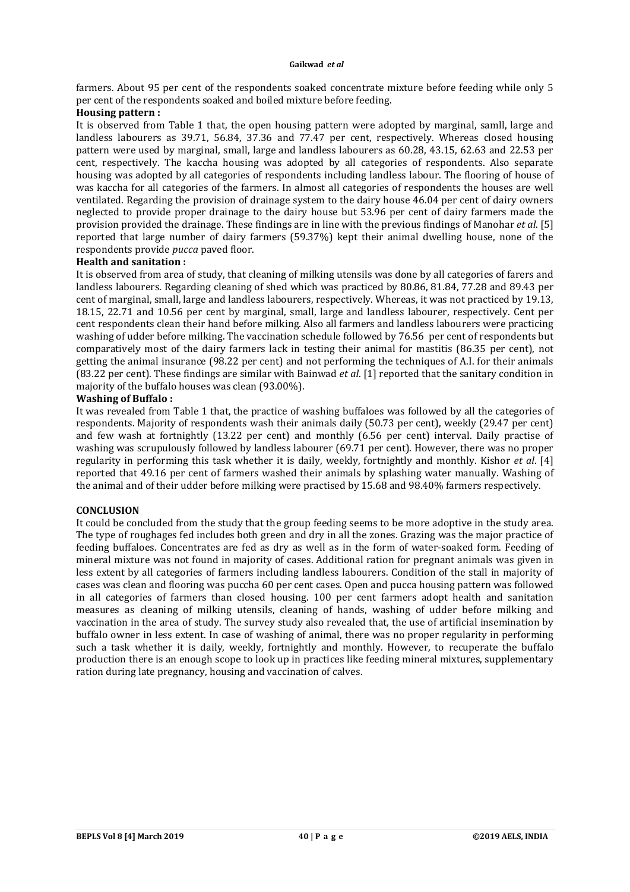farmers. About 95 per cent of the respondents soaked concentrate mixture before feeding while only 5 per cent of the respondents soaked and boiled mixture before feeding.

**Housing pattern :**

It is observed from Table 1 that, the open housing pattern were adopted by marginal, samll, large and landless labourers as 39.71, 56.84, 37.36 and 77.47 per cent, respectively. Whereas closed housing pattern were used by marginal, small, large and landless labourers as 60.28, 43.15, 62.63 and 22.53 per cent, respectively. The kaccha housing was adopted by all categories of respondents. Also separate housing was adopted by all categories of respondents including landless labour. The flooring of house of was kaccha for all categories of the farmers. In almost all categories of respondents the houses are well ventilated. Regarding the provision of drainage system to the dairy house 46.04 per cent of dairy owners neglected to provide proper drainage to the dairy house but 53.96 per cent of dairy farmers made the provision provided the drainage. These findings are in line with the previous findings of Manohar *et al*. [5] reported that large number of dairy farmers (59.37%) kept their animal dwelling house, none of the respondents provide *pucca* paved floor.

**Health and sanitation :**

It is observed from area of study, that cleaning of milking utensils was done by all categories of farers and landless labourers. Regarding cleaning of shed which was practiced by 80.86, 81.84, 77.28 and 89.43 per cent of marginal, small, large and landless labourers, respectively. Whereas, it was not practiced by 19.13, 18.15, 22.71 and 10.56 per cent by marginal, small, large and landless labourer, respectively. Cent per cent respondents clean their hand before milking. Also all farmers and landless labourers were practicing washing of udder before milking. The vaccination schedule followed by 76.56 per cent of respondents but comparatively most of the dairy farmers lack in testing their animal for mastitis (86.35 per cent), not getting the animal insurance (98.22 per cent) and not performing the techniques of A.I. for their animals (83.22 per cent). These findings are similar with Bainwad *et al*. [1] reported that the sanitary condition in majority of the buffalo houses was clean (93.00%).

**Washing of Buffalo :**

It was revealed from Table 1 that, the practice of washing buffaloes was followed by all the categories of respondents. Majority of respondents wash their animals daily (50.73 per cent), weekly (29.47 per cent) and few wash at fortnightly (13.22 per cent) and monthly (6.56 per cent) interval. Daily practise of washing was scrupulously followed by landless labourer (69.71 per cent). However, there was no proper regularity in performing this task whether it is daily, weekly, fortnightly and monthly. Kishor *et al*. [4] reported that 49.16 per cent of farmers washed their animals by splashing water manually. Washing of the animal and of their udder before milking were practised by 15.68 and 98.40% farmers respectively.

## CONCLUSION

It could be concluded from the study that the group feeding seems to be more adoptive in the study area. The type of roughages fed includes both green and dry in all the zones. Grazing was the major practice of feeding buffaloes. Concentrates are fed as dry as well as in the form of water-soaked form. Feeding of mineral mixture was not found in majority of cases. Additional ration for pregnant animals was given in less extent by all categories of farmers including landless labourers. Condition of the stall in majority of cases was clean and flooring was puccha 60 per cent cases. Open and pucca housing pattern was followed in all categories of farmers than closed housing. 100 per cent farmers adopt health and sanitation measures as cleaning of milking utensils, cleaning of hands, washing of udder before milking and vaccination in the area of study. The survey study also revealed that, the use of artificial insemination by buffalo owner in less extent. In case of washing of animal, there was no proper regularity in performing such a task whether it is daily, weekly, fortnightly and monthly. However, to recuperate the buffalo production there is an enough scope to look up in practices like feeding mineral mixtures, supplementary ration during late pregnancy, housing and vaccination of calves.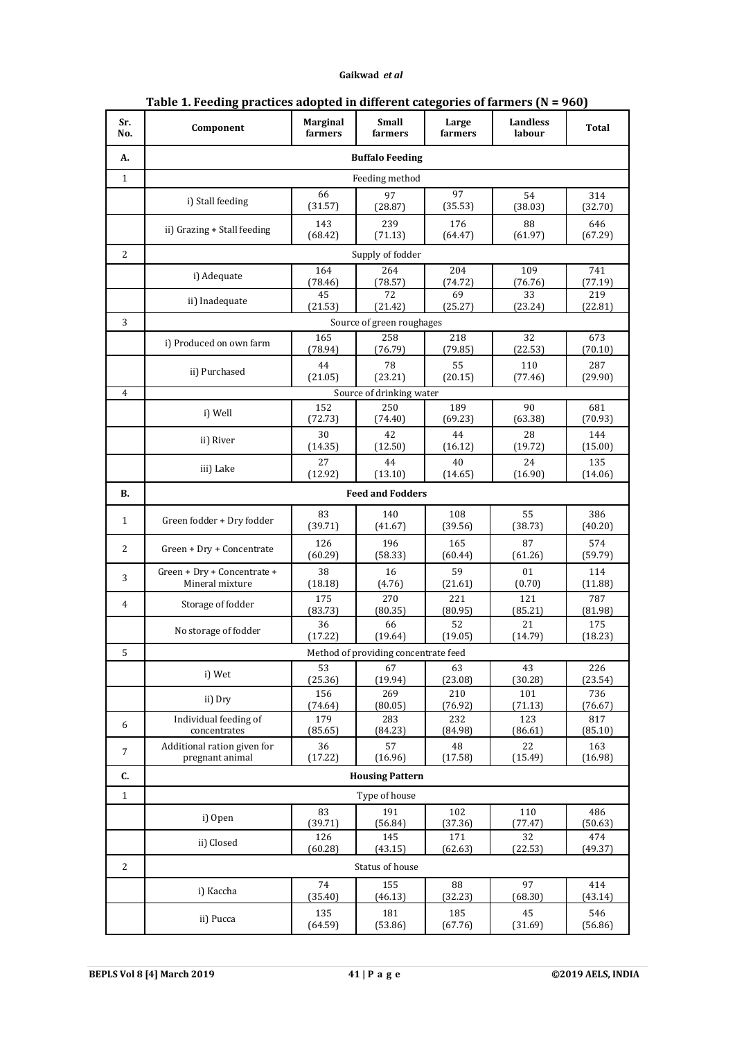**Table 1. Feeding practices adopted in different categories of farmers (N = 960)**

| Sr. No. | Component | Marginal farmers | Small farmers | Large farmers | Landless labour | Total |
|---|---|---|---|---|---|---|
| **A.** | **Buffalo Feeding** | | | | | |
| 1 | Feeding method | | | | | |
| | i) Stall feeding | 66 (31.57) | 97 (28.87) | 97 (35.53) | 54 (38.03) | 314 (32.70) |
| | ii) Grazing + Stall feeding | 143 (68.42) | 239 (71.13) | 176 (64.47) | 88 (61.97) | 646 (67.29) |
| 2 | Supply of fodder | | | | | |
| | i) Adequate | 164 (78.46) | 264 (78.57) | 204 (74.72) | 109 (76.76) | 741 (77.19) |
| | ii) Inadequate | 45 (21.53) | 72 (21.42) | 69 (25.27) | 33 (23.24) | 219 (22.81) |
| 3 | Source of green roughages | | | | | |
| | i) Produced on own farm | 165 (78.94) | 258 (76.79) | 218 (79.85) | 32 (22.53) | 673 (70.10) |
| | ii) Purchased | 44 (21.05) | 78 (23.21) | 55 (20.15) | 110 (77.46) | 287 (29.90) |
| 4 | Source of drinking water | | | | | |
| | i) Well | 152 (72.73) | 250 (74.40) | 189 (69.23) | 90 (63.38) | 681 (70.93) |
| | ii) River | 30 (14.35) | 42 (12.50) | 44 (16.12) | 28 (19.72) | 144 (15.00) |
| | iii) Lake | 27 (12.92) | 44 (13.10) | 40 (14.65) | 24 (16.90) | 135 (14.06) |
| **B.** | **Feed and Fodders** | | | | | |
| 1 | Green fodder + Dry fodder | 83 (39.71) | 140 (41.67) | 108 (39.56) | 55 (38.73) | 386 (40.20) |
| 2 | Green + Dry + Concentrate | 126 (60.29) | 196 (58.33) | 165 (60.44) | 87 (61.26) | 574 (59.79) |
| 3 | Green + Dry + Concentrate + Mineral mixture | 38 (18.18) | 16 (4.76) | 59 (21.61) | 01 (0.70) | 114 (11.88) |
| 4 | Storage of fodder | 175 (83.73) | 270 (80.35) | 221 (80.95) | 121 (85.21) | 787 (81.98) |
| | No storage of fodder | 36 (17.22) | 66 (19.64) | 52 (19.05) | 21 (14.79) | 175 (18.23) |
| 5 | Method of providing concentrate feed | | | | | |
| | i) Wet | 53 (25.36) | 67 (19.94) | 63 (23.08) | 43 (30.28) | 226 (23.54) |
| | ii) Dry | 156 (74.64) | 269 (80.05) | 210 (76.92) | 101 (71.13) | 736 (76.67) |
| 6 | Individual feeding of concentrates | 179 (85.65) | 283 (84.23) | 232 (84.98) | 123 (86.61) | 817 (85.10) |
| 7 | Additional ration given for pregnant animal | 36 (17.22) | 57 (16.96) | 48 (17.58) | 22 (15.49) | 163 (16.98) |
| **C.** | **Housing Pattern** | | | | | |
| 1 | Type of house | | | | | |
| | i) Open | 83 (39.71) | 191 (56.84) | 102 (37.36) | 110 (77.47) | 486 (50.63) |
| | ii) Closed | 126 (60.28) | 145 (43.15) | 171 (62.63) | 32 (22.53) | 474 (49.37) |
| 2 | Status of house | | | | | |
| | i) Kaccha | 74 (35.40) | 155 (46.13) | 88 (32.23) | 97 (68.30) | 414 (43.14) |
| | ii) Pucca | 135 (64.59) | 181 (53.86) | 185 (67.76) | 45 (31.69) | 546 (56.86) |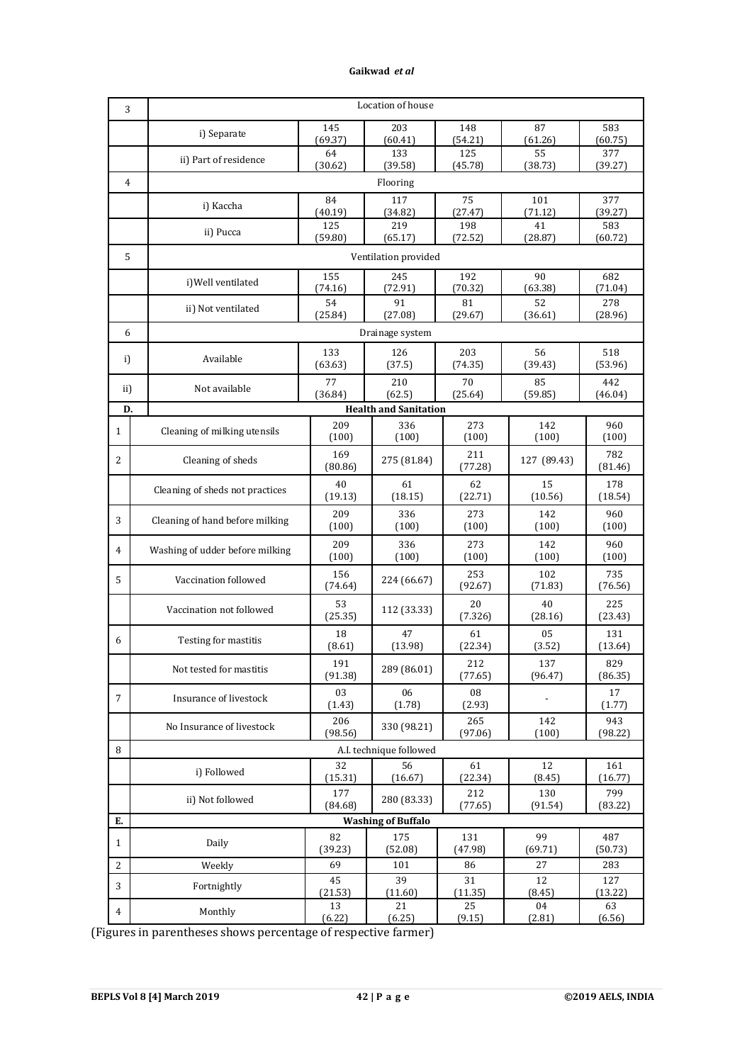| 3 | Location of house | | | | | |
|---|---|---|---|---|---|---|
| | i) Separate | 145 (69.37) | 203 (60.41) | 148 (54.21) | 87 (61.26) | 583 (60.75) |
| | ii) Part of residence | 64 (30.62) | 133 (39.58) | 125 (45.78) | 55 (38.73) | 377 (39.27) |
| 4 | Flooring | | | | | |
| | i) Kaccha | 84 (40.19) | 117 (34.82) | 75 (27.47) | 101 (71.12) | 377 (39.27) |
| | ii) Pucca | 125 (59.80) | 219 (65.17) | 198 (72.52) | 41 (28.87) | 583 (60.72) |
| 5 | Ventilation provided | | | | | |
| | i)Well ventilated | 155 (74.16) | 245 (72.91) | 192 (70.32) | 90 (63.38) | 682 (71.04) |
| | ii) Not ventilated | 54 (25.84) | 91 (27.08) | 81 (29.67) | 52 (36.61) | 278 (28.96) |
| 6 | Drainage system | | | | | |
| i) | Available | 133 (63.63) | 126 (37.5) | 203 (74.35) | 56 (39.43) | 518 (53.96) |
| ii) | Not available | 77 (36.84) | 210 (62.5) | 70 (25.64) | 85 (59.85) | 442 (46.04) |
| **D.** | **Health and Sanitation** | | | | | |
| 1 | Cleaning of milking utensils | 209 (100) | 336 (100) | 273 (100) | 142 (100) | 960 (100) |
| 2 | Cleaning of sheds | 169 (80.86) | 275 (81.84) | 211 (77.28) | 127 (89.43) | 782 (81.46) |
| | Cleaning of sheds not practices | 40 (19.13) | 61 (18.15) | 62 (22.71) | 15 (10.56) | 178 (18.54) |
| 3 | Cleaning of hand before milking | 209 (100) | 336 (100) | 273 (100) | 142 (100) | 960 (100) |
| 4 | Washing of udder before milking | 209 (100) | 336 (100) | 273 (100) | 142 (100) | 960 (100) |
| 5 | Vaccination followed | 156 (74.64) | 224 (66.67) | 253 (92.67) | 102 (71.83) | 735 (76.56) |
| | Vaccination not followed | 53 (25.35) | 112 (33.33) | 20 (7.326) | 40 (28.16) | 225 (23.43) |
| 6 | Testing for mastitis | 18 (8.61) | 47 (13.98) | 61 (22.34) | 05 (3.52) | 131 (13.64) |
| | Not tested for mastitis | 191 (91.38) | 289 (86.01) | 212 (77.65) | 137 (96.47) | 829 (86.35) |
| 7 | Insurance of livestock | 03 (1.43) | 06 (1.78) | 08 (2.93) | - | 17 (1.77) |
| | No Insurance of livestock | 206 (98.56) | 330 (98.21) | 265 (97.06) | 142 (100) | 943 (98.22) |
| 8 | A.I. technique followed | | | | | |
| | i) Followed | 32 (15.31) | 56 (16.67) | 61 (22.34) | 12 (8.45) | 161 (16.77) |
| | ii) Not followed | 177 (84.68) | 280 (83.33) | 212 (77.65) | 130 (91.54) | 799 (83.22) |
| **E.** | **Washing of Buffalo** | | | | | |
| 1 | Daily | 82 (39.23) | 175 (52.08) | 131 (47.98) | 99 (69.71) | 487 (50.73) |
| 2 | Weekly | 69 | 101 | 86 | 27 | 283 |
| 3 | Fortnightly | 45 (21.53) | 39 (11.60) | 31 (11.35) | 12 (8.45) | 127 (13.22) |
| 4 | Monthly | 13 (6.22) | 21 (6.25) | 25 (9.15) | 04 (2.81) | 63 (6.56) |

(Figures in parentheses shows percentage of respective farmer)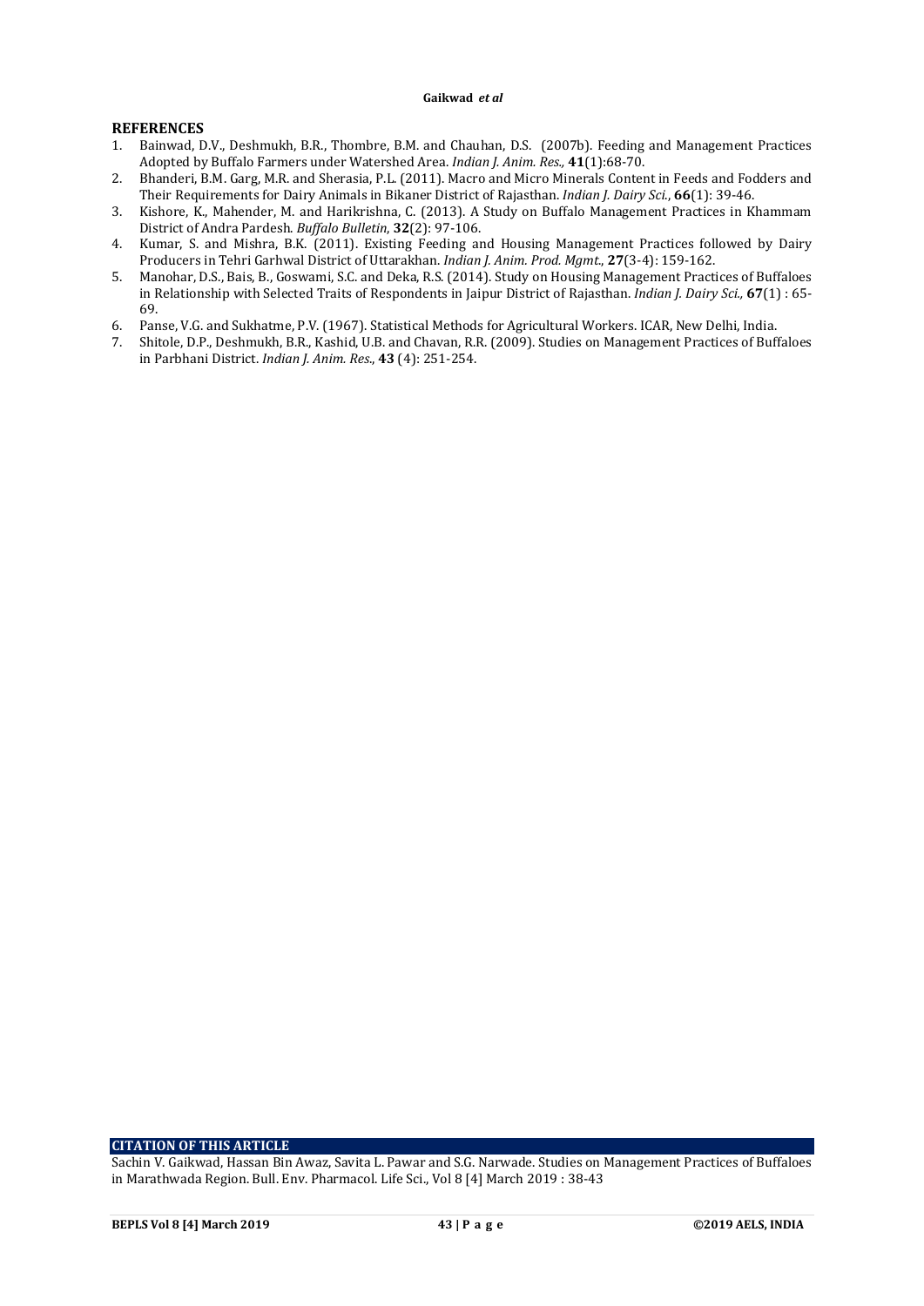## REFERENCES

1. Bainwad, D.V., Deshmukh, B.R., Thombre, B.M. and Chauhan, D.S. (2007b). Feeding and Management Practices Adopted by Buffalo Farmers under Watershed Area. *Indian J. Anim. Res.,* **41**(1):68-70.
2. Bhanderi, B.M. Garg, M.R. and Sherasia, P.L. (2011). Macro and Micro Minerals Content in Feeds and Fodders and Their Requirements for Dairy Animals in Bikaner District of Rajasthan. *Indian J. Dairy Sci.*, **66**(1): 39-46.
3. Kishore, K., Mahender, M. and Harikrishna, C. (2013). A Study on Buffalo Management Practices in Khammam District of Andra Pardesh. *Buffalo Bulletin*, **32**(2): 97-106.
4. Kumar, S. and Mishra, B.K. (2011). Existing Feeding and Housing Management Practices followed by Dairy Producers in Tehri Garhwal District of Uttarakhan. *Indian J. Anim. Prod. Mgmt*., **27**(3-4): 159-162.
5. Manohar, D.S., Bais, B., Goswami, S.C. and Deka, R.S. (2014). Study on Housing Management Practices of Buffaloes in Relationship with Selected Traits of Respondents in Jaipur District of Rajasthan. *Indian J. Dairy Sci.,* **67**(1) : 65-69.
6. Panse, V.G. and Sukhatme, P.V. (1967). Statistical Methods for Agricultural Workers. ICAR, New Delhi, India.
7. Shitole, D.P., Deshmukh, B.R., Kashid, U.B. and Chavan, R.R. (2009). Studies on Management Practices of Buffaloes in Parbhani District. *Indian J. Anim. Res*., **43** (4): 251-254.

**CITATION OF THIS ARTICLE**

Sachin V. Gaikwad, Hassan Bin Awaz, Savita L. Pawar and S.G. Narwade. Studies on Management Practices of Buffaloes in Marathwada Region. Bull. Env. Pharmacol. Life Sci., Vol 8 [4] March 2019 : 38-43